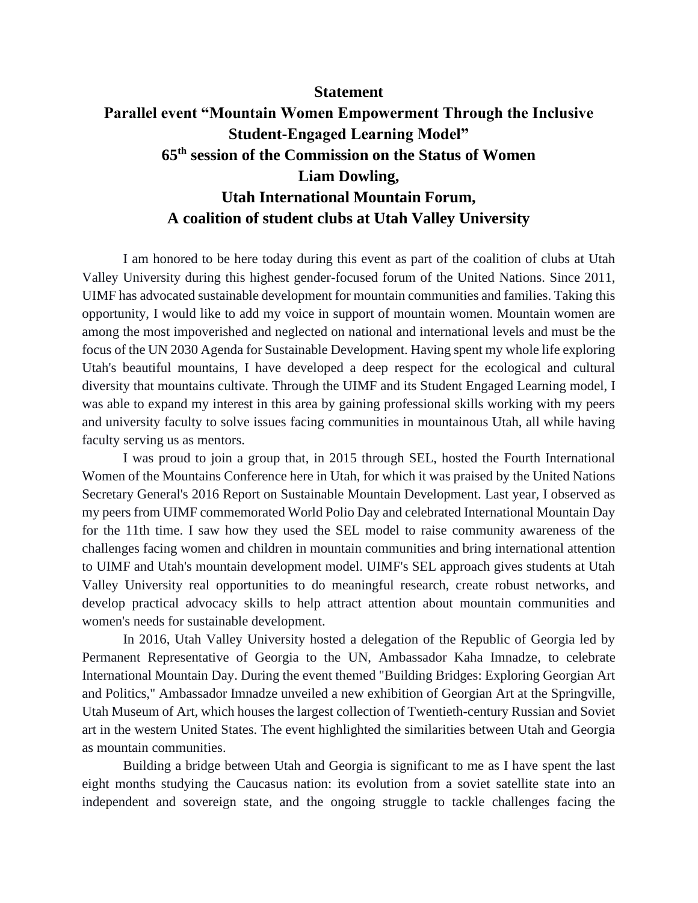# Statement

## Parallel event "Mountain Women Empowerment Through the Inclusive Student-Engaged Learning Model"

## 65th session of the Commission on the Status of Women

## Liam Dowling,

## Utah International Mountain Forum,

## A coalition of student clubs at Utah Valley University

I am honored to be here today during this event as part of the coalition of clubs at Utah Valley University during this highest gender-focused forum of the United Nations. Since 2011, UIMF has advocated sustainable development for mountain communities and families. Taking this opportunity, I would like to add my voice in support of mountain women. Mountain women are among the most impoverished and neglected on national and international levels and must be the focus of the UN 2030 Agenda for Sustainable Development. Having spent my whole life exploring Utah's beautiful mountains, I have developed a deep respect for the ecological and cultural diversity that mountains cultivate. Through the UIMF and its Student Engaged Learning model, I was able to expand my interest in this area by gaining professional skills working with my peers and university faculty to solve issues facing communities in mountainous Utah, all while having faculty serving us as mentors.

I was proud to join a group that, in 2015 through SEL, hosted the Fourth International Women of the Mountains Conference here in Utah, for which it was praised by the United Nations Secretary General's 2016 Report on Sustainable Mountain Development. Last year, I observed as my peers from UIMF commemorated World Polio Day and celebrated International Mountain Day for the 11th time. I saw how they used the SEL model to raise community awareness of the challenges facing women and children in mountain communities and bring international attention to UIMF and Utah's mountain development model. UIMF's SEL approach gives students at Utah Valley University real opportunities to do meaningful research, create robust networks, and develop practical advocacy skills to help attract attention about mountain communities and women's needs for sustainable development.

In 2016, Utah Valley University hosted a delegation of the Republic of Georgia led by Permanent Representative of Georgia to the UN, Ambassador Kaha Imnadze, to celebrate International Mountain Day. During the event themed "Building Bridges: Exploring Georgian Art and Politics," Ambassador Imnadze unveiled a new exhibition of Georgian Art at the Springville, Utah Museum of Art, which houses the largest collection of Twentieth-century Russian and Soviet art in the western United States. The event highlighted the similarities between Utah and Georgia as mountain communities.

Building a bridge between Utah and Georgia is significant to me as I have spent the last eight months studying the Caucasus nation: its evolution from a soviet satellite state into an independent and sovereign state, and the ongoing struggle to tackle challenges facing the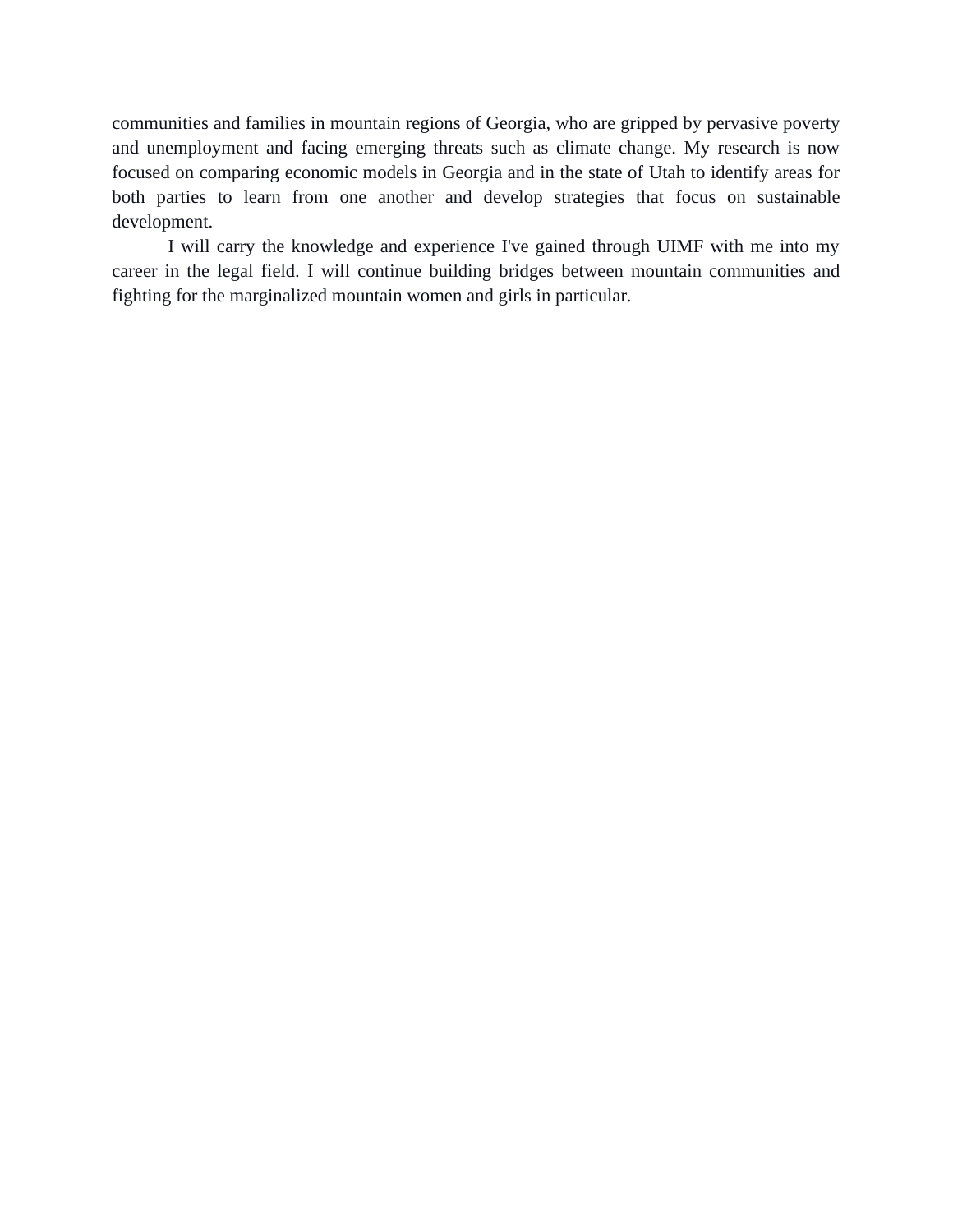communities and families in mountain regions of Georgia, who are gripped by pervasive poverty and unemployment and facing emerging threats such as climate change. My research is now focused on comparing economic models in Georgia and in the state of Utah to identify areas for both parties to learn from one another and develop strategies that focus on sustainable development.

I will carry the knowledge and experience I've gained through UIMF with me into my career in the legal field. I will continue building bridges between mountain communities and fighting for the marginalized mountain women and girls in particular.